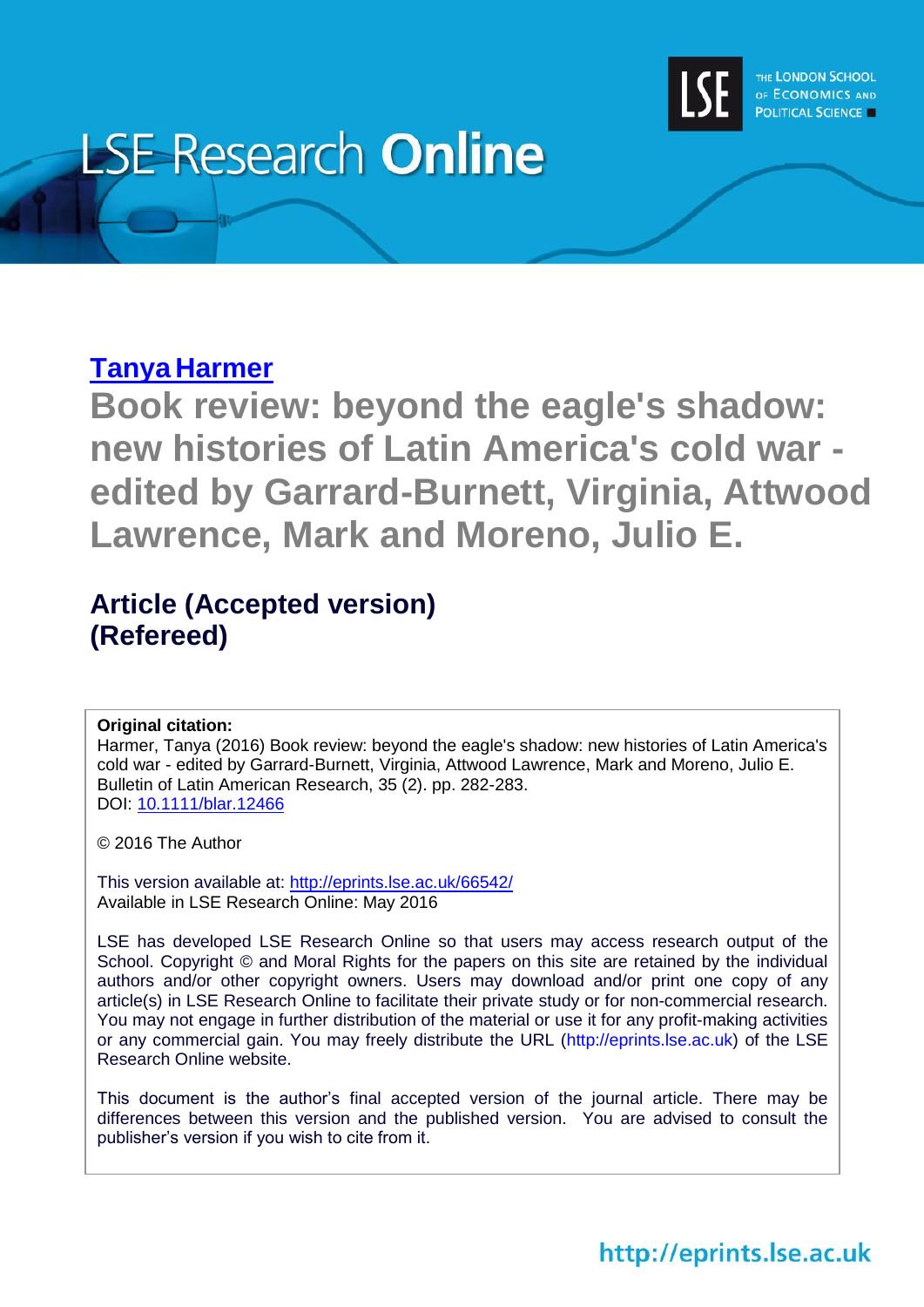LSE Research **Online**

THE LONDON SCHOOL OF ECONOMICS AND POLITICAL SCIENCE

[Tanya Harmer](#)

# Book review: beyond the eagle's shadow: new histories of Latin America's cold war - edited by Garrard-Burnett, Virginia, Attwood Lawrence, Mark and Moreno, Julio E.

## Article (Accepted version) (Refereed)

**Original citation:**
Harmer, Tanya (2016) Book review: beyond the eagle's shadow: new histories of Latin America's cold war - edited by Garrard-Burnett, Virginia, Attwood Lawrence, Mark and Moreno, Julio E. Bulletin of Latin American Research, 35 (2). pp. 282-283.
DOI: [10.1111/blar.12466](http://dx.doi.org/10.1111/blar.12466)

© 2016 The Author

This version available at: [http://eprints.lse.ac.uk/66542/](http://eprints.lse.ac.uk/66542/)
Available in LSE Research Online: May 2016

LSE has developed LSE Research Online so that users may access research output of the School. Copyright © and Moral Rights for the papers on this site are retained by the individual authors and/or other copyright owners. Users may download and/or print one copy of any article(s) in LSE Research Online to facilitate their private study or for non-commercial research. You may not engage in further distribution of the material or use it for any profit-making activities or any commercial gain. You may freely distribute the URL (http://eprints.lse.ac.uk) of the LSE Research Online website.

This document is the author's final accepted version of the journal article. There may be differences between this version and the published version. You are advised to consult the publisher's version if you wish to cite from it.

http://eprints.lse.ac.uk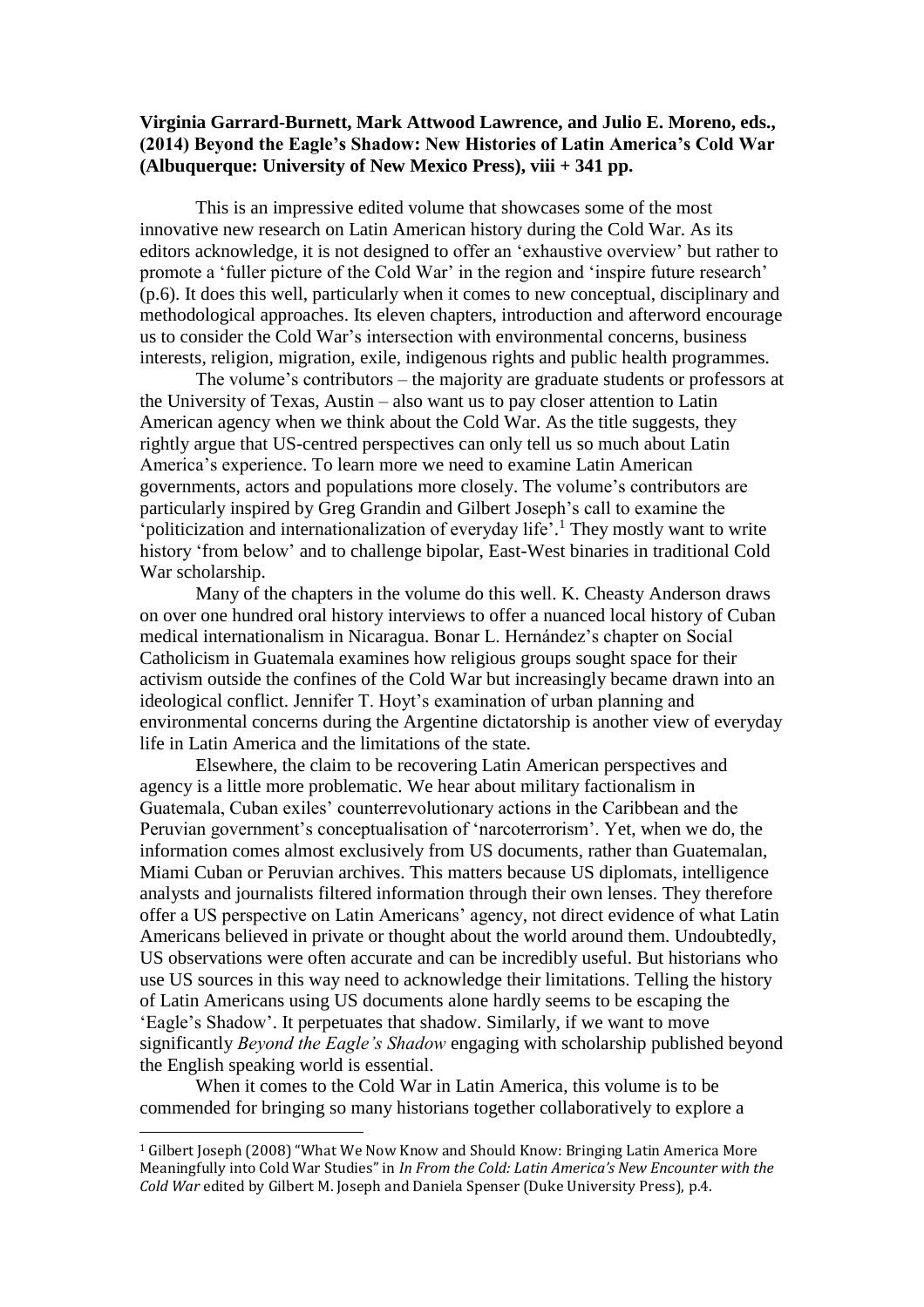**Virginia Garrard-Burnett, Mark Attwood Lawrence, and Julio E. Moreno, eds., (2014) Beyond the Eagle's Shadow: New Histories of Latin America's Cold War (Albuquerque: University of New Mexico Press), viii + 341 pp.**

This is an impressive edited volume that showcases some of the most innovative new research on Latin American history during the Cold War. As its editors acknowledge, it is not designed to offer an 'exhaustive overview' but rather to promote a 'fuller picture of the Cold War' in the region and 'inspire future research' (p.6). It does this well, particularly when it comes to new conceptual, disciplinary and methodological approaches. Its eleven chapters, introduction and afterword encourage us to consider the Cold War's intersection with environmental concerns, business interests, religion, migration, exile, indigenous rights and public health programmes.

The volume's contributors – the majority are graduate students or professors at the University of Texas, Austin – also want us to pay closer attention to Latin American agency when we think about the Cold War. As the title suggests, they rightly argue that US-centred perspectives can only tell us so much about Latin America's experience. To learn more we need to examine Latin American governments, actors and populations more closely. The volume's contributors are particularly inspired by Greg Grandin and Gilbert Joseph's call to examine the 'politicization and internationalization of everyday life'.[1] They mostly want to write history 'from below' and to challenge bipolar, East-West binaries in traditional Cold War scholarship.

Many of the chapters in the volume do this well. K. Cheasty Anderson draws on over one hundred oral history interviews to offer a nuanced local history of Cuban medical internationalism in Nicaragua. Bonar L. Hernández's chapter on Social Catholicism in Guatemala examines how religious groups sought space for their activism outside the confines of the Cold War but increasingly became drawn into an ideological conflict. Jennifer T. Hoyt's examination of urban planning and environmental concerns during the Argentine dictatorship is another view of everyday life in Latin America and the limitations of the state.

Elsewhere, the claim to be recovering Latin American perspectives and agency is a little more problematic. We hear about military factionalism in Guatemala, Cuban exiles' counterrevolutionary actions in the Caribbean and the Peruvian government's conceptualisation of 'narcoterrorism'. Yet, when we do, the information comes almost exclusively from US documents, rather than Guatemalan, Miami Cuban or Peruvian archives. This matters because US diplomats, intelligence analysts and journalists filtered information through their own lenses. They therefore offer a US perspective on Latin Americans' agency, not direct evidence of what Latin Americans believed in private or thought about the world around them. Undoubtedly, US observations were often accurate and can be incredibly useful. But historians who use US sources in this way need to acknowledge their limitations. Telling the history of Latin Americans using US documents alone hardly seems to be escaping the 'Eagle's Shadow'. It perpetuates that shadow. Similarly, if we want to move significantly *Beyond the Eagle's Shadow* engaging with scholarship published beyond the English speaking world is essential.

When it comes to the Cold War in Latin America, this volume is to be commended for bringing so many historians together collaboratively to explore a

[1] Gilbert Joseph (2008) "What We Now Know and Should Know: Bringing Latin America More Meaningfully into Cold War Studies" in *In From the Cold: Latin America's New Encounter with the Cold War* edited by Gilbert M. Joseph and Daniela Spenser (Duke University Press), p.4.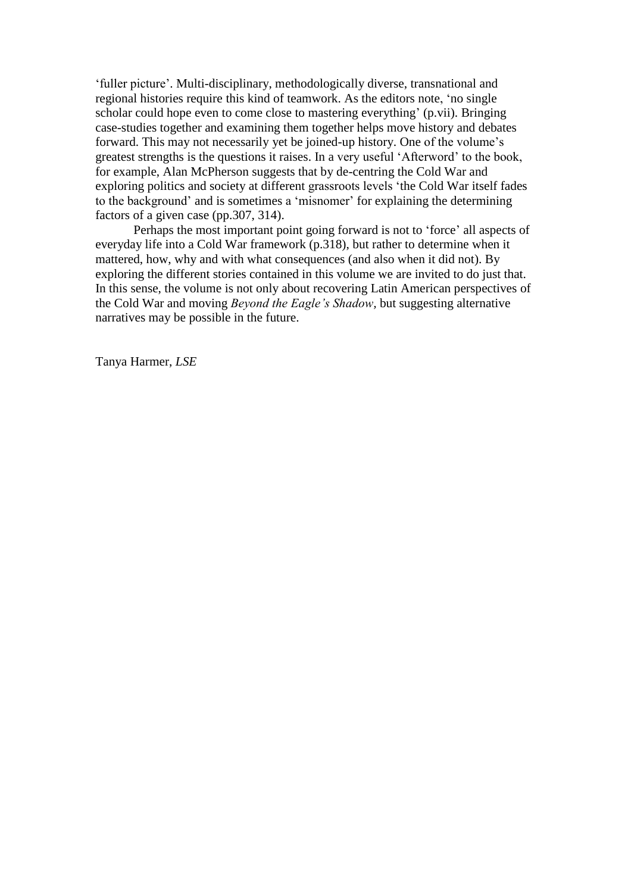'fuller picture'. Multi-disciplinary, methodologically diverse, transnational and regional histories require this kind of teamwork. As the editors note, 'no single scholar could hope even to come close to mastering everything' (p.vii). Bringing case-studies together and examining them together helps move history and debates forward. This may not necessarily yet be joined-up history. One of the volume's greatest strengths is the questions it raises. In a very useful 'Afterword' to the book, for example, Alan McPherson suggests that by de-centring the Cold War and exploring politics and society at different grassroots levels 'the Cold War itself fades to the background' and is sometimes a 'misnomer' for explaining the determining factors of a given case (pp.307, 314).

Perhaps the most important point going forward is not to 'force' all aspects of everyday life into a Cold War framework (p.318), but rather to determine when it mattered, how, why and with what consequences (and also when it did not). By exploring the different stories contained in this volume we are invited to do just that. In this sense, the volume is not only about recovering Latin American perspectives of the Cold War and moving *Beyond the Eagle's Shadow*, but suggesting alternative narratives may be possible in the future.

Tanya Harmer, *LSE*